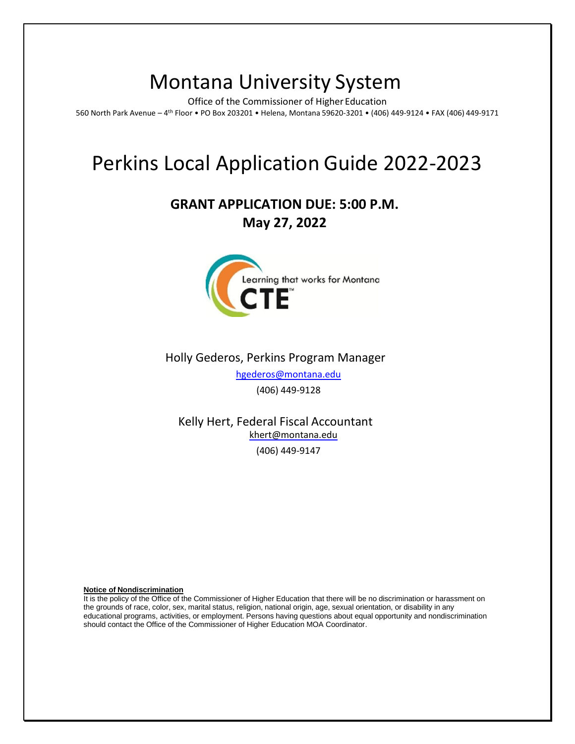# Montana University System

Office of the Commissioner of Higher Education

560 North Park Avenue – 4th Floor • PO Box 203201 • Helena, Montana 59620-3201 • (406) 449-9124 • FAX (406) 449-9171

# Perkins Local Application Guide 2022-2023

## GRANT APPLICATION DUE: 5:00 P.M. May 27, 2022

Holly Gederos, Perkins Program Manager

hgederos@montana.edu

(406) 449-9128

Kelly Hert, Federal Fiscal Accountant

khert@montana.edu

(406) 449-9147

**Notice of Nondiscrimination**

It is the policy of the Office of the Commissioner of Higher Education that there will be no discrimination or harassment on the grounds of race, color, sex, marital status, religion, national origin, age, sexual orientation, or disability in any educational programs, activities, or employment. Persons having questions about equal opportunity and nondiscrimination should contact the Office of the Commissioner of Higher Education MOA Coordinator.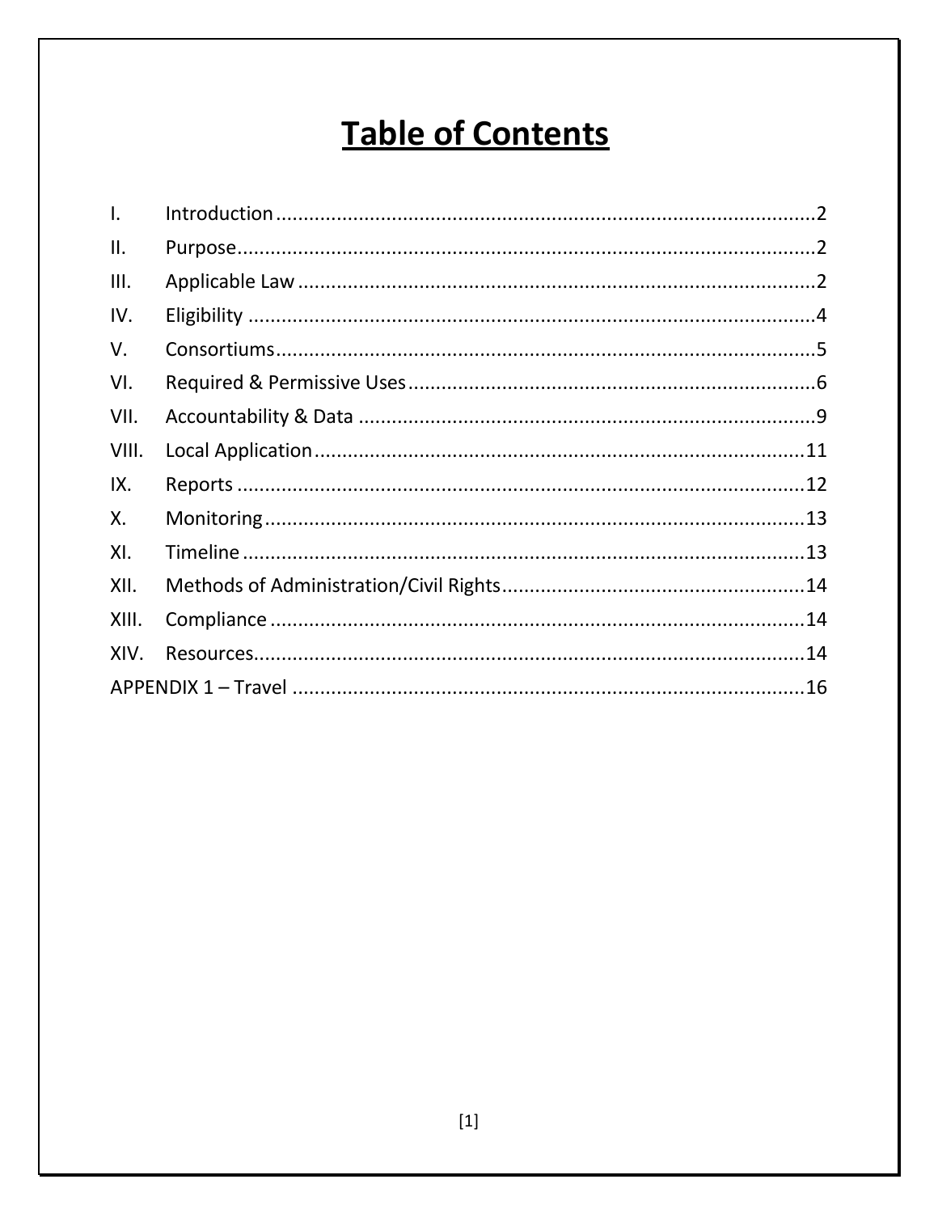# Table of Contents

| | | |
|---|---|---|
| I. | Introduction | 2 |
| II. | Purpose | 2 |
| III. | Applicable Law | 2 |
| IV. | Eligibility | 4 |
| V. | Consortiums | 5 |
| VI. | Required & Permissive Uses | 6 |
| VII. | Accountability & Data | 9 |
| VIII. | Local Application | 11 |
| IX. | Reports | 12 |
| X. | Monitoring | 13 |
| XI. | Timeline | 13 |
| XII. | Methods of Administration/Civil Rights | 14 |
| XIII. | Compliance | 14 |
| XIV. | Resources | 14 |
| APPENDIX 1 – Travel | | 16 |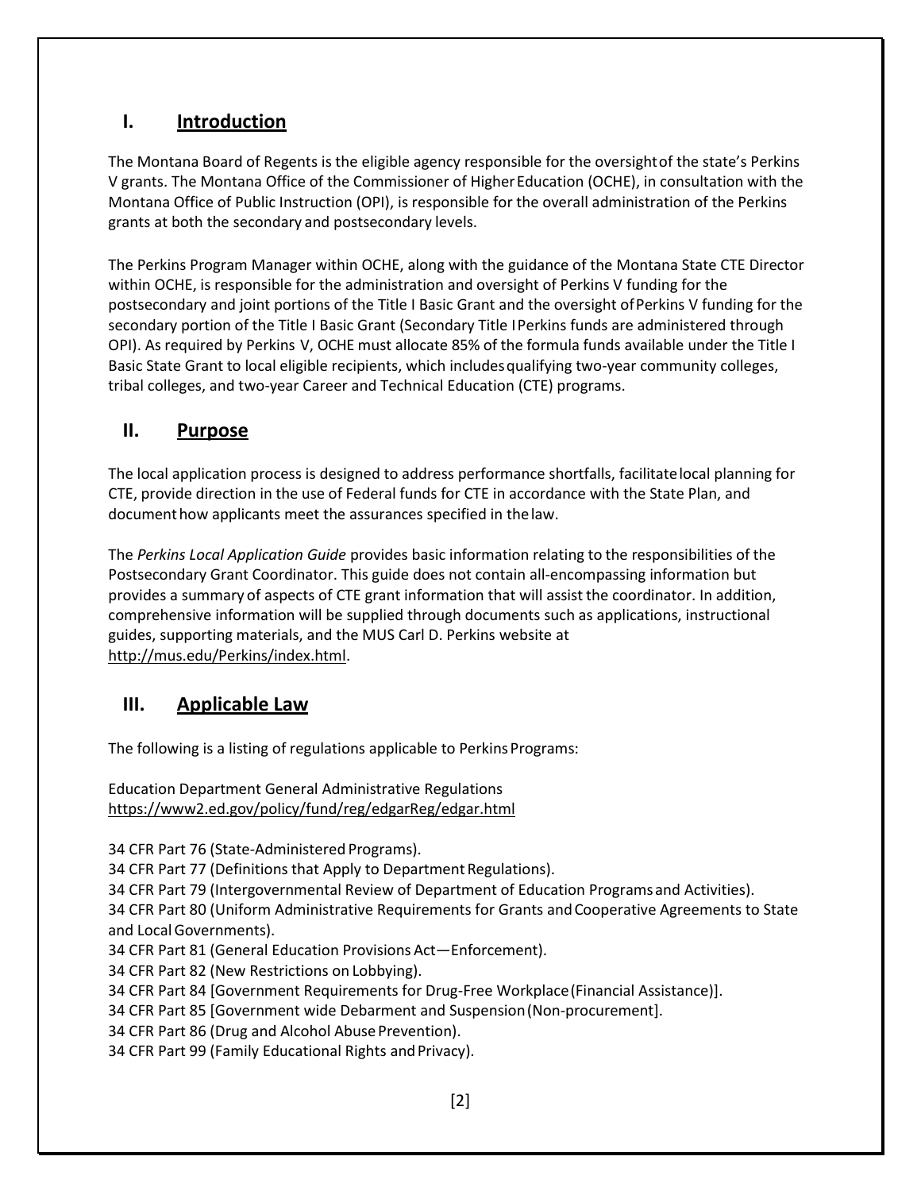## I. Introduction

The Montana Board of Regents is the eligible agency responsible for the oversight of the state's Perkins V grants. The Montana Office of the Commissioner of Higher Education (OCHE), in consultation with the Montana Office of Public Instruction (OPI), is responsible for the overall administration of the Perkins grants at both the secondary and postsecondary levels.

The Perkins Program Manager within OCHE, along with the guidance of the Montana State CTE Director within OCHE, is responsible for the administration and oversight of Perkins V funding for the postsecondary and joint portions of the Title I Basic Grant and the oversight of Perkins V funding for the secondary portion of the Title I Basic Grant (Secondary Title I Perkins funds are administered through OPI). As required by Perkins V, OCHE must allocate 85% of the formula funds available under the Title I Basic State Grant to local eligible recipients, which includes qualifying two-year community colleges, tribal colleges, and two-year Career and Technical Education (CTE) programs.

## II. Purpose

The local application process is designed to address performance shortfalls, facilitate local planning for CTE, provide direction in the use of Federal funds for CTE in accordance with the State Plan, and document how applicants meet the assurances specified in the law.

The *Perkins Local Application Guide* provides basic information relating to the responsibilities of the Postsecondary Grant Coordinator. This guide does not contain all-encompassing information but provides a summary of aspects of CTE grant information that will assist the coordinator. In addition, comprehensive information will be supplied through documents such as applications, instructional guides, supporting materials, and the MUS Carl D. Perkins website at http://mus.edu/Perkins/index.html.

## III. Applicable Law

The following is a listing of regulations applicable to Perkins Programs:

Education Department General Administrative Regulations
https://www2.ed.gov/policy/fund/reg/edgarReg/edgar.html

34 CFR Part 76 (State-Administered Programs).
34 CFR Part 77 (Definitions that Apply to Department Regulations).
34 CFR Part 79 (Intergovernmental Review of Department of Education Programs and Activities).
34 CFR Part 80 (Uniform Administrative Requirements for Grants and Cooperative Agreements to State and Local Governments).
34 CFR Part 81 (General Education Provisions Act—Enforcement).
34 CFR Part 82 (New Restrictions on Lobbying).
34 CFR Part 84 [Government Requirements for Drug-Free Workplace (Financial Assistance)].
34 CFR Part 85 [Government wide Debarment and Suspension (Non-procurement].
34 CFR Part 86 (Drug and Alcohol Abuse Prevention).
34 CFR Part 99 (Family Educational Rights and Privacy).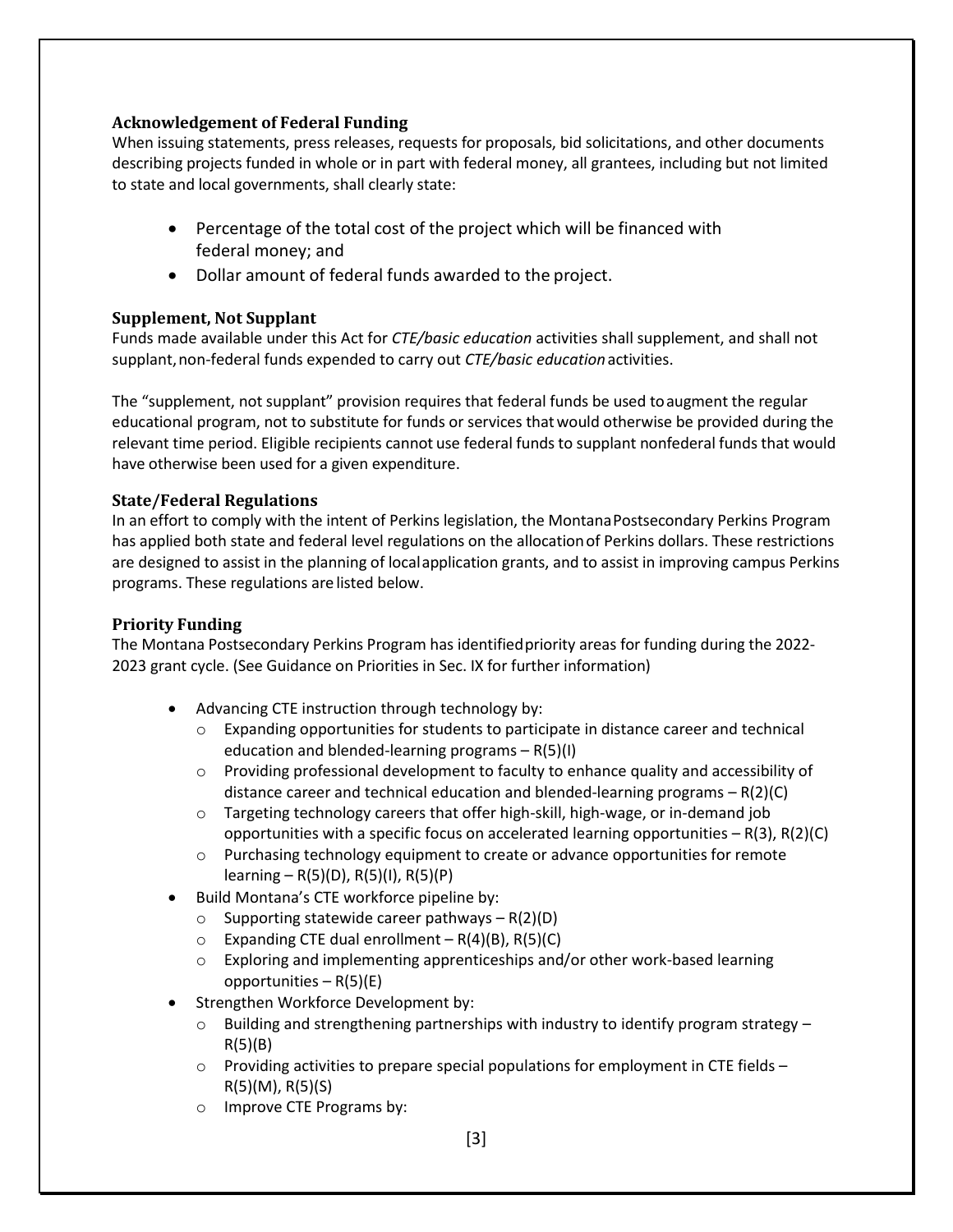### Acknowledgement of Federal Funding

When issuing statements, press releases, requests for proposals, bid solicitations, and other documents describing projects funded in whole or in part with federal money, all grantees, including but not limited to state and local governments, shall clearly state:

- Percentage of the total cost of the project which will be financed with federal money; and
- Dollar amount of federal funds awarded to the project.

### Supplement, Not Supplant

Funds made available under this Act for *CTE/basic education* activities shall supplement, and shall not supplant, non-federal funds expended to carry out *CTE/basic education* activities.

The "supplement, not supplant" provision requires that federal funds be used to augment the regular educational program, not to substitute for funds or services that would otherwise be provided during the relevant time period. Eligible recipients cannot use federal funds to supplant nonfederal funds that would have otherwise been used for a given expenditure.

### State/Federal Regulations

In an effort to comply with the intent of Perkins legislation, the Montana Postsecondary Perkins Program has applied both state and federal level regulations on the allocation of Perkins dollars. These restrictions are designed to assist in the planning of local application grants, and to assist in improving campus Perkins programs. These regulations are listed below.

### Priority Funding

The Montana Postsecondary Perkins Program has identified priority areas for funding during the 2022-2023 grant cycle. (See Guidance on Priorities in Sec. IX for further information)

- Advancing CTE instruction through technology by:
  - Expanding opportunities for students to participate in distance career and technical education and blended-learning programs – R(5)(I)
  - Providing professional development to faculty to enhance quality and accessibility of distance career and technical education and blended-learning programs – R(2)(C)
  - Targeting technology careers that offer high-skill, high-wage, or in-demand job opportunities with a specific focus on accelerated learning opportunities – R(3), R(2)(C)
  - Purchasing technology equipment to create or advance opportunities for remote learning – R(5)(D), R(5)(I), R(5)(P)
- Build Montana's CTE workforce pipeline by:
  - Supporting statewide career pathways – R(2)(D)
  - Expanding CTE dual enrollment – R(4)(B), R(5)(C)
  - Exploring and implementing apprenticeships and/or other work-based learning opportunities – R(5)(E)
- Strengthen Workforce Development by:
  - Building and strengthening partnerships with industry to identify program strategy – R(5)(B)
  - Providing activities to prepare special populations for employment in CTE fields – R(5)(M), R(5)(S)
  - Improve CTE Programs by: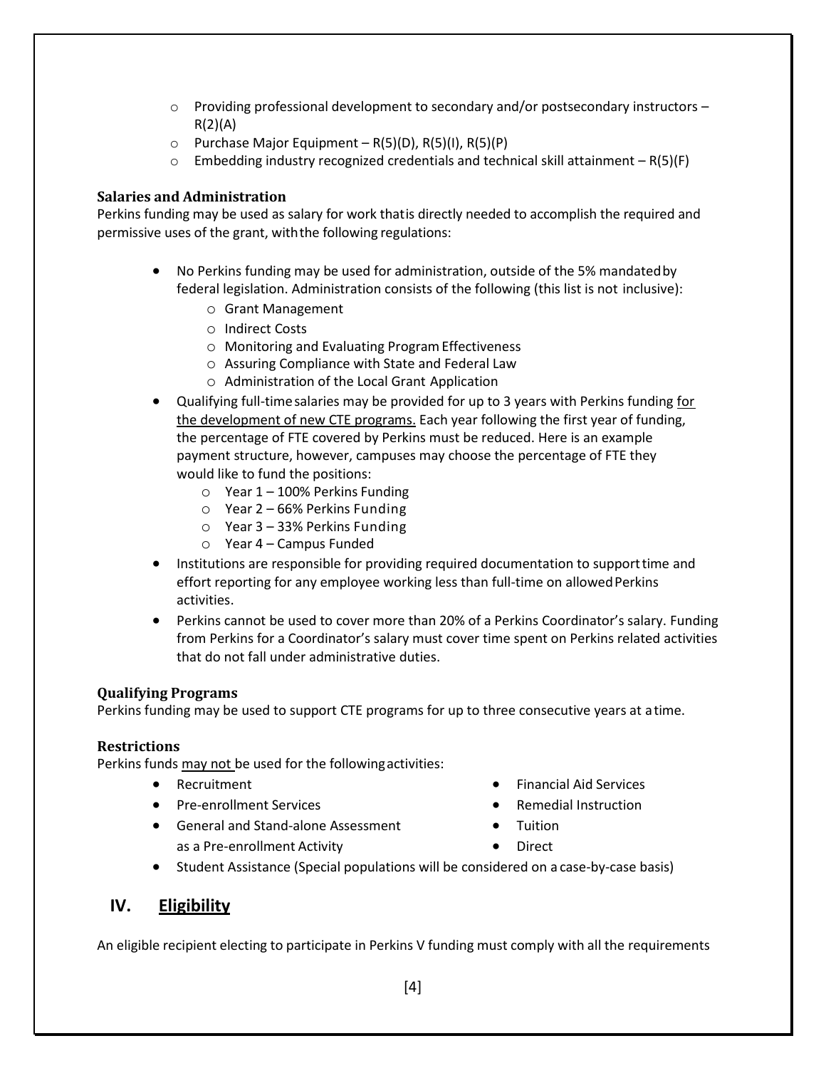- Providing professional development to secondary and/or postsecondary instructors – R(2)(A)
- Purchase Major Equipment – R(5)(D), R(5)(I), R(5)(P)
- Embedding industry recognized credentials and technical skill attainment – R(5)(F)

**Salaries and Administration**

Perkins funding may be used as salary for work that is directly needed to accomplish the required and permissive uses of the grant, with the following regulations:

- No Perkins funding may be used for administration, outside of the 5% mandated by federal legislation. Administration consists of the following (this list is not inclusive):
  - Grant Management
  - Indirect Costs
  - Monitoring and Evaluating Program Effectiveness
  - Assuring Compliance with State and Federal Law
  - Administration of the Local Grant Application
- Qualifying full-time salaries may be provided for up to 3 years with Perkins funding <u>for the development of new CTE programs.</u> Each year following the first year of funding, the percentage of FTE covered by Perkins must be reduced. Here is an example payment structure, however, campuses may choose the percentage of FTE they would like to fund the positions:
  - Year 1 – 100% Perkins Funding
  - Year 2 – 66% Perkins Funding
  - Year 3 – 33% Perkins Funding
  - Year 4 – Campus Funded
- Institutions are responsible for providing required documentation to support time and effort reporting for any employee working less than full-time on allowed Perkins activities.
- Perkins cannot be used to cover more than 20% of a Perkins Coordinator's salary. Funding from Perkins for a Coordinator's salary must cover time spent on Perkins related activities that do not fall under administrative duties.

**Qualifying Programs**

Perkins funding may be used to support CTE programs for up to three consecutive years at a time.

**Restrictions**

Perkins funds <u>may not</u> be used for the following activities:

- Recruitment
- Pre-enrollment Services
- General and Stand-alone Assessment as a Pre-enrollment Activity
- Financial Aid Services
- Remedial Instruction
- Tuition
- Direct
- Student Assistance (Special populations will be considered on a case-by-case basis)

## IV. Eligibility

An eligible recipient electing to participate in Perkins V funding must comply with all the requirements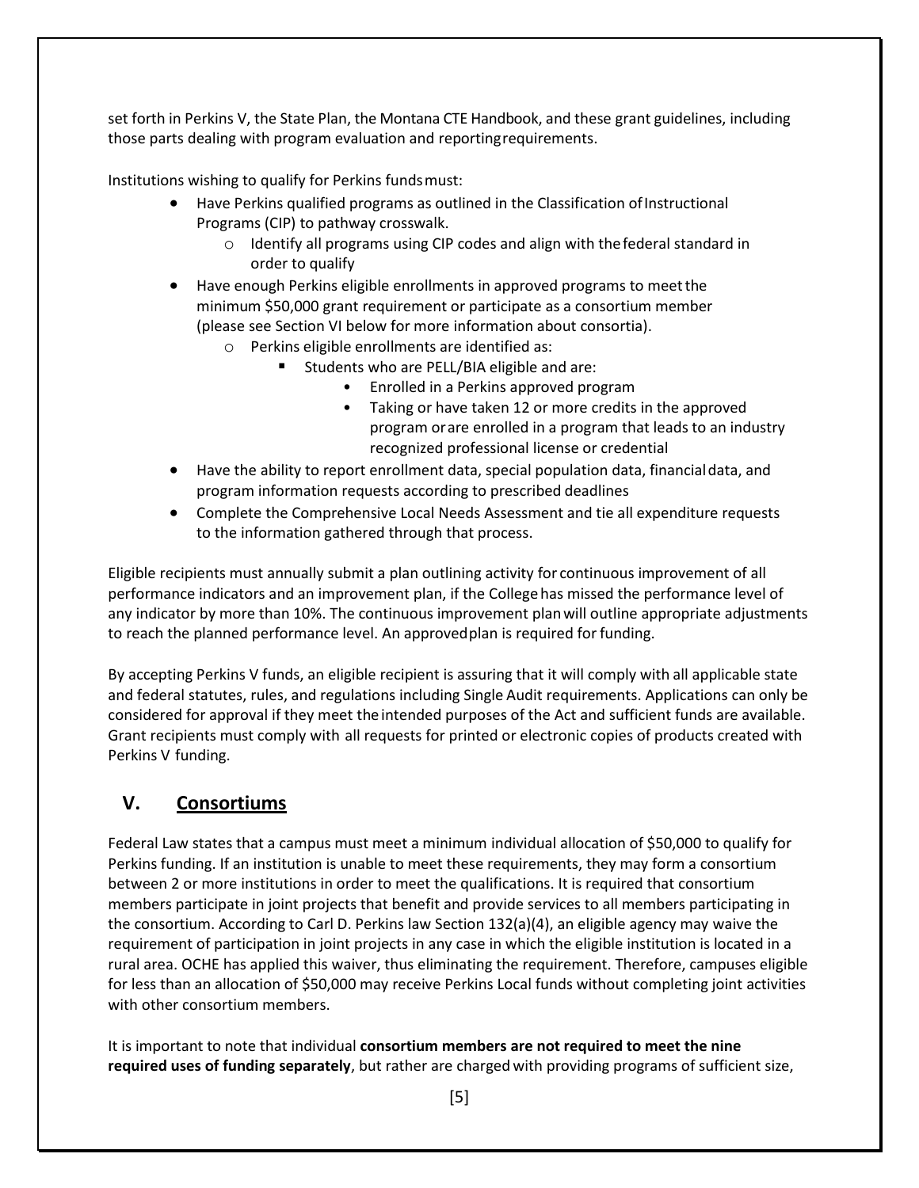set forth in Perkins V, the State Plan, the Montana CTE Handbook, and these grant guidelines, including those parts dealing with program evaluation and reporting requirements.

Institutions wishing to qualify for Perkins funds must:

- Have Perkins qualified programs as outlined in the Classification of Instructional Programs (CIP) to pathway crosswalk.
  - Identify all programs using CIP codes and align with the federal standard in order to qualify
- Have enough Perkins eligible enrollments in approved programs to meet the minimum $50,000 grant requirement or participate as a consortium member (please see Section VI below for more information about consortia).
  - Perkins eligible enrollments are identified as:
    - Students who are PELL/BIA eligible and are:
      - Enrolled in a Perkins approved program
      - Taking or have taken 12 or more credits in the approved program or are enrolled in a program that leads to an industry recognized professional license or credential
- Have the ability to report enrollment data, special population data, financial data, and program information requests according to prescribed deadlines
- Complete the Comprehensive Local Needs Assessment and tie all expenditure requests to the information gathered through that process.

Eligible recipients must annually submit a plan outlining activity for continuous improvement of all performance indicators and an improvement plan, if the College has missed the performance level of any indicator by more than 10%. The continuous improvement plan will outline appropriate adjustments to reach the planned performance level. An approved plan is required for funding.

By accepting Perkins V funds, an eligible recipient is assuring that it will comply with all applicable state and federal statutes, rules, and regulations including Single Audit requirements. Applications can only be considered for approval if they meet the intended purposes of the Act and sufficient funds are available. Grant recipients must comply with all requests for printed or electronic copies of products created with Perkins V funding.

## V. <u>Consortiums</u>

Federal Law states that a campus must meet a minimum individual allocation of $50,000 to qualify for Perkins funding. If an institution is unable to meet these requirements, they may form a consortium between 2 or more institutions in order to meet the qualifications. It is required that consortium members participate in joint projects that benefit and provide services to all members participating in the consortium. According to Carl D. Perkins law Section 132(a)(4), an eligible agency may waive the requirement of participation in joint projects in any case in which the eligible institution is located in a rural area. OCHE has applied this waiver, thus eliminating the requirement. Therefore, campuses eligible for less than an allocation of $50,000 may receive Perkins Local funds without completing joint activities with other consortium members.

It is important to note that individual **consortium members are not required to meet the nine required uses of funding separately**, but rather are charged with providing programs of sufficient size,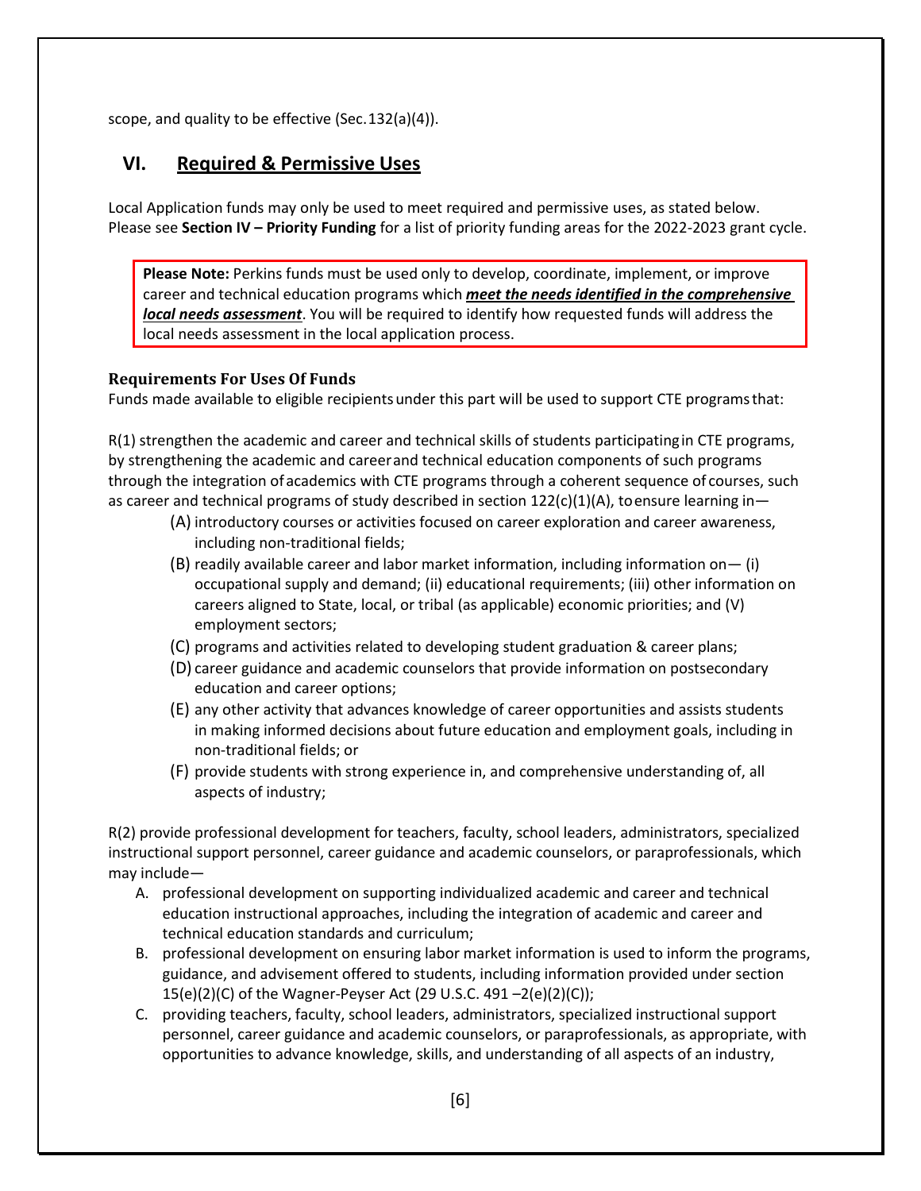scope, and quality to be effective (Sec.132(a)(4)).

## VI. Required & Permissive Uses

Local Application funds may only be used to meet required and permissive uses, as stated below. Please see **Section IV – Priority Funding** for a list of priority funding areas for the 2022-2023 grant cycle.

> **Please Note:** Perkins funds must be used only to develop, coordinate, implement, or improve career and technical education programs which ***meet the needs identified in the comprehensive local needs assessment***. You will be required to identify how requested funds will address the local needs assessment in the local application process.

### Requirements For Uses Of Funds

Funds made available to eligible recipients under this part will be used to support CTE programs that:

R(1) strengthen the academic and career and technical skills of students participating in CTE programs, by strengthening the academic and career and technical education components of such programs through the integration of academics with CTE programs through a coherent sequence of courses, such as career and technical programs of study described in section 122(c)(1)(A), to ensure learning in—

- (A) introductory courses or activities focused on career exploration and career awareness, including non-traditional fields;
- (B) readily available career and labor market information, including information on— (i) occupational supply and demand; (ii) educational requirements; (iii) other information on careers aligned to State, local, or tribal (as applicable) economic priorities; and (V) employment sectors;
- (C) programs and activities related to developing student graduation & career plans;
- (D) career guidance and academic counselors that provide information on postsecondary education and career options;
- (E) any other activity that advances knowledge of career opportunities and assists students in making informed decisions about future education and employment goals, including in non-traditional fields; or
- (F) provide students with strong experience in, and comprehensive understanding of, all aspects of industry;

R(2) provide professional development for teachers, faculty, school leaders, administrators, specialized instructional support personnel, career guidance and academic counselors, or paraprofessionals, which may include—

A. professional development on supporting individualized academic and career and technical education instructional approaches, including the integration of academic and career and technical education standards and curriculum;
B. professional development on ensuring labor market information is used to inform the programs, guidance, and advisement offered to students, including information provided under section 15(e)(2)(C) of the Wagner-Peyser Act (29 U.S.C. 491 –2(e)(2)(C));
C. providing teachers, faculty, school leaders, administrators, specialized instructional support personnel, career guidance and academic counselors, or paraprofessionals, as appropriate, with opportunities to advance knowledge, skills, and understanding of all aspects of an industry,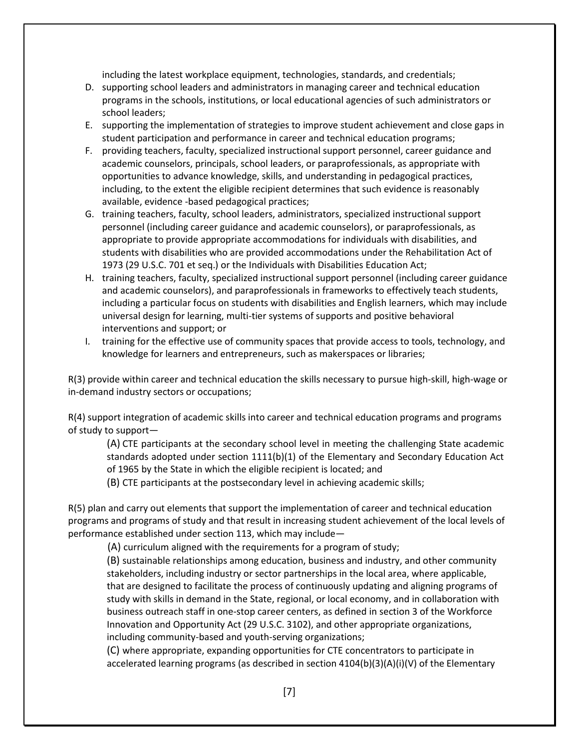including the latest workplace equipment, technologies, standards, and credentials;

D. supporting school leaders and administrators in managing career and technical education programs in the schools, institutions, or local educational agencies of such administrators or school leaders;
E. supporting the implementation of strategies to improve student achievement and close gaps in student participation and performance in career and technical education programs;
F. providing teachers, faculty, specialized instructional support personnel, career guidance and academic counselors, principals, school leaders, or paraprofessionals, as appropriate with opportunities to advance knowledge, skills, and understanding in pedagogical practices, including, to the extent the eligible recipient determines that such evidence is reasonably available, evidence -based pedagogical practices;
G. training teachers, faculty, school leaders, administrators, specialized instructional support personnel (including career guidance and academic counselors), or paraprofessionals, as appropriate to provide appropriate accommodations for individuals with disabilities, and students with disabilities who are provided accommodations under the Rehabilitation Act of 1973 (29 U.S.C. 701 et seq.) or the Individuals with Disabilities Education Act;
H. training teachers, faculty, specialized instructional support personnel (including career guidance and academic counselors), and paraprofessionals in frameworks to effectively teach students, including a particular focus on students with disabilities and English learners, which may include universal design for learning, multi-tier systems of supports and positive behavioral interventions and support; or
I. training for the effective use of community spaces that provide access to tools, technology, and knowledge for learners and entrepreneurs, such as makerspaces or libraries;

R(3) provide within career and technical education the skills necessary to pursue high-skill, high-wage or in-demand industry sectors or occupations;

R(4) support integration of academic skills into career and technical education programs and programs of study to support—

(A) CTE participants at the secondary school level in meeting the challenging State academic standards adopted under section 1111(b)(1) of the Elementary and Secondary Education Act of 1965 by the State in which the eligible recipient is located; and

(B) CTE participants at the postsecondary level in achieving academic skills;

R(5) plan and carry out elements that support the implementation of career and technical education programs and programs of study and that result in increasing student achievement of the local levels of performance established under section 113, which may include—

(A) curriculum aligned with the requirements for a program of study;

(B) sustainable relationships among education, business and industry, and other community stakeholders, including industry or sector partnerships in the local area, where applicable, that are designed to facilitate the process of continuously updating and aligning programs of study with skills in demand in the State, regional, or local economy, and in collaboration with business outreach staff in one-stop career centers, as defined in section 3 of the Workforce Innovation and Opportunity Act (29 U.S.C. 3102), and other appropriate organizations, including community-based and youth-serving organizations;

(C) where appropriate, expanding opportunities for CTE concentrators to participate in accelerated learning programs (as described in section 4104(b)(3)(A)(i)(V) of the Elementary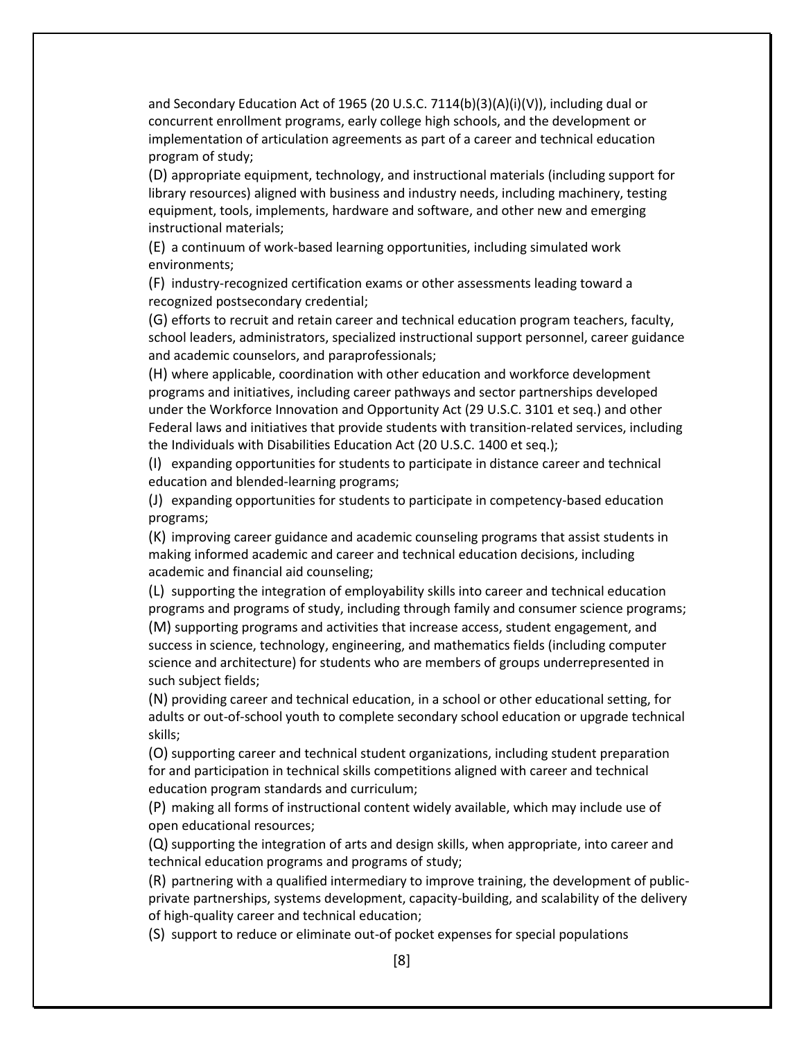and Secondary Education Act of 1965 (20 U.S.C. 7114(b)(3)(A)(i)(V)), including dual or concurrent enrollment programs, early college high schools, and the development or implementation of articulation agreements as part of a career and technical education program of study;

(D) appropriate equipment, technology, and instructional materials (including support for library resources) aligned with business and industry needs, including machinery, testing equipment, tools, implements, hardware and software, and other new and emerging instructional materials;

(E) a continuum of work-based learning opportunities, including simulated work environments;

(F) industry-recognized certification exams or other assessments leading toward a recognized postsecondary credential;

(G) efforts to recruit and retain career and technical education program teachers, faculty, school leaders, administrators, specialized instructional support personnel, career guidance and academic counselors, and paraprofessionals;

(H) where applicable, coordination with other education and workforce development programs and initiatives, including career pathways and sector partnerships developed under the Workforce Innovation and Opportunity Act (29 U.S.C. 3101 et seq.) and other Federal laws and initiatives that provide students with transition-related services, including the Individuals with Disabilities Education Act (20 U.S.C. 1400 et seq.);

(I) expanding opportunities for students to participate in distance career and technical education and blended-learning programs;

(J) expanding opportunities for students to participate in competency-based education programs;

(K) improving career guidance and academic counseling programs that assist students in making informed academic and career and technical education decisions, including academic and financial aid counseling;

(L) supporting the integration of employability skills into career and technical education programs and programs of study, including through family and consumer science programs;

(M) supporting programs and activities that increase access, student engagement, and success in science, technology, engineering, and mathematics fields (including computer science and architecture) for students who are members of groups underrepresented in such subject fields;

(N) providing career and technical education, in a school or other educational setting, for adults or out-of-school youth to complete secondary school education or upgrade technical skills;

(O) supporting career and technical student organizations, including student preparation for and participation in technical skills competitions aligned with career and technical education program standards and curriculum;

(P) making all forms of instructional content widely available, which may include use of open educational resources;

(Q) supporting the integration of arts and design skills, when appropriate, into career and technical education programs and programs of study;

(R) partnering with a qualified intermediary to improve training, the development of public-private partnerships, systems development, capacity-building, and scalability of the delivery of high-quality career and technical education;

(S) support to reduce or eliminate out-of pocket expenses for special populations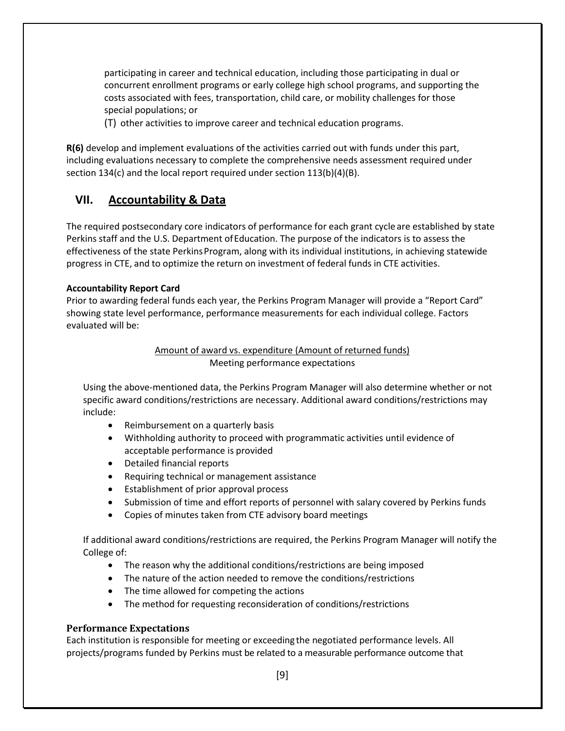participating in career and technical education, including those participating in dual or concurrent enrollment programs or early college high school programs, and supporting the costs associated with fees, transportation, child care, or mobility challenges for those special populations; or

(T) other activities to improve career and technical education programs.

**R(6)** develop and implement evaluations of the activities carried out with funds under this part, including evaluations necessary to complete the comprehensive needs assessment required under section 134(c) and the local report required under section 113(b)(4)(B).

## VII. Accountability & Data

The required postsecondary core indicators of performance for each grant cycle are established by state Perkins staff and the U.S. Department of Education. The purpose of the indicators is to assess the effectiveness of the state Perkins Program, along with its individual institutions, in achieving statewide progress in CTE, and to optimize the return on investment of federal funds in CTE activities.

**Accountability Report Card**

Prior to awarding federal funds each year, the Perkins Program Manager will provide a "Report Card" showing state level performance, performance measurements for each individual college. Factors evaluated will be:

Amount of award vs. expenditure (Amount of returned funds)

Meeting performance expectations

Using the above-mentioned data, the Perkins Program Manager will also determine whether or not specific award conditions/restrictions are necessary. Additional award conditions/restrictions may include:

- Reimbursement on a quarterly basis
- Withholding authority to proceed with programmatic activities until evidence of acceptable performance is provided
- Detailed financial reports
- Requiring technical or management assistance
- Establishment of prior approval process
- Submission of time and effort reports of personnel with salary covered by Perkins funds
- Copies of minutes taken from CTE advisory board meetings

If additional award conditions/restrictions are required, the Perkins Program Manager will notify the College of:

- The reason why the additional conditions/restrictions are being imposed
- The nature of the action needed to remove the conditions/restrictions
- The time allowed for competing the actions
- The method for requesting reconsideration of conditions/restrictions

### Performance Expectations

Each institution is responsible for meeting or exceeding the negotiated performance levels. All projects/programs funded by Perkins must be related to a measurable performance outcome that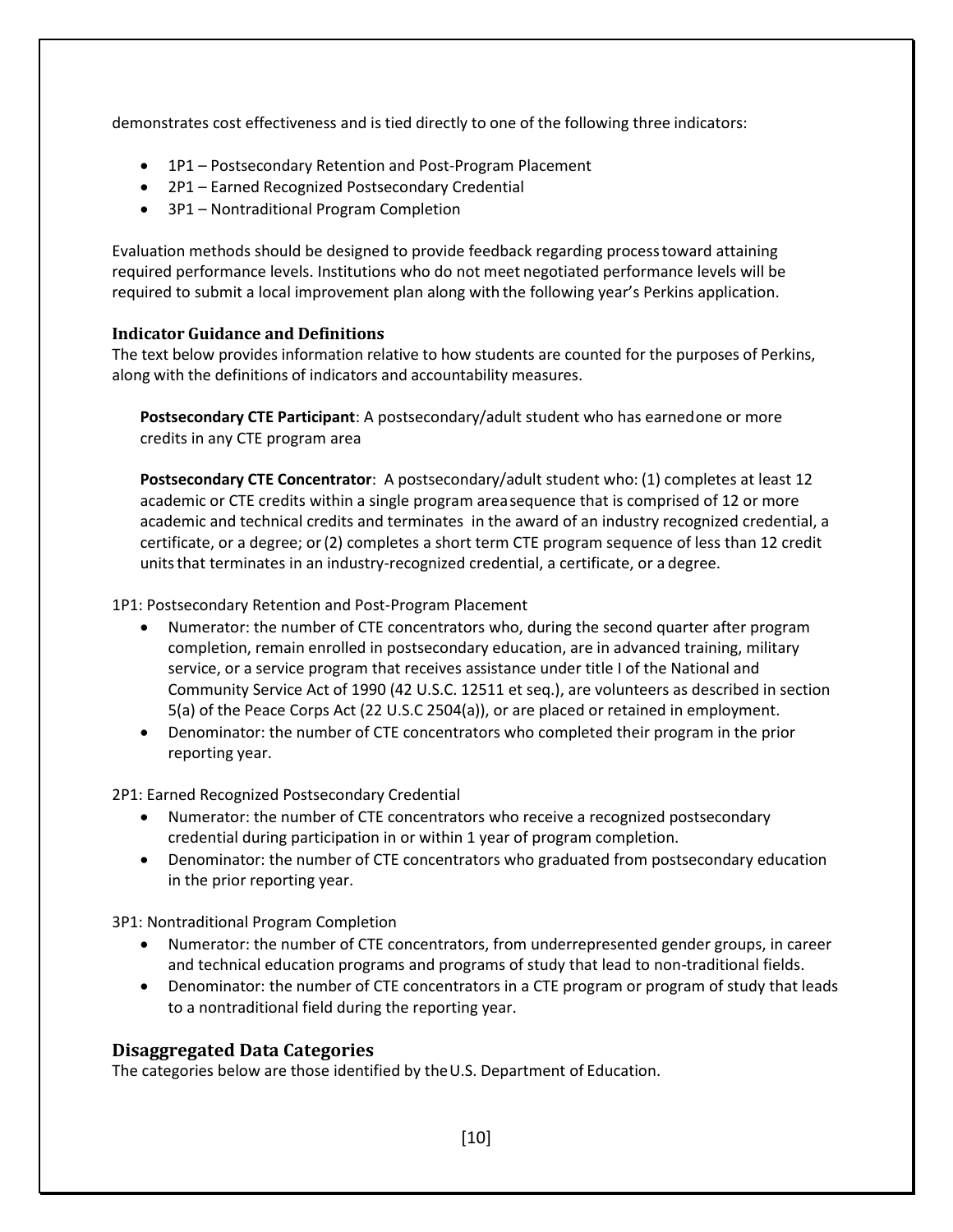demonstrates cost effectiveness and is tied directly to one of the following three indicators:

- 1P1 – Postsecondary Retention and Post-Program Placement
- 2P1 – Earned Recognized Postsecondary Credential
- 3P1 – Nontraditional Program Completion

Evaluation methods should be designed to provide feedback regarding process toward attaining required performance levels. Institutions who do not meet negotiated performance levels will be required to submit a local improvement plan along with the following year's Perkins application.

### Indicator Guidance and Definitions

The text below provides information relative to how students are counted for the purposes of Perkins, along with the definitions of indicators and accountability measures.

**Postsecondary CTE Participant**: A postsecondary/adult student who has earned one or more credits in any CTE program area

**Postsecondary CTE Concentrator**: A postsecondary/adult student who: (1) completes at least 12 academic or CTE credits within a single program area sequence that is comprised of 12 or more academic and technical credits and terminates in the award of an industry recognized credential, a certificate, or a degree; or (2) completes a short term CTE program sequence of less than 12 credit units that terminates in an industry-recognized credential, a certificate, or a degree.

1P1: Postsecondary Retention and Post-Program Placement

- Numerator: the number of CTE concentrators who, during the second quarter after program completion, remain enrolled in postsecondary education, are in advanced training, military service, or a service program that receives assistance under title I of the National and Community Service Act of 1990 (42 U.S.C. 12511 et seq.), are volunteers as described in section 5(a) of the Peace Corps Act (22 U.S.C 2504(a)), or are placed or retained in employment.
- Denominator: the number of CTE concentrators who completed their program in the prior reporting year.

2P1: Earned Recognized Postsecondary Credential

- Numerator: the number of CTE concentrators who receive a recognized postsecondary credential during participation in or within 1 year of program completion.
- Denominator: the number of CTE concentrators who graduated from postsecondary education in the prior reporting year.

3P1: Nontraditional Program Completion

- Numerator: the number of CTE concentrators, from underrepresented gender groups, in career and technical education programs and programs of study that lead to non-traditional fields.
- Denominator: the number of CTE concentrators in a CTE program or program of study that leads to a nontraditional field during the reporting year.

## Disaggregated Data Categories

The categories below are those identified by the U.S. Department of Education.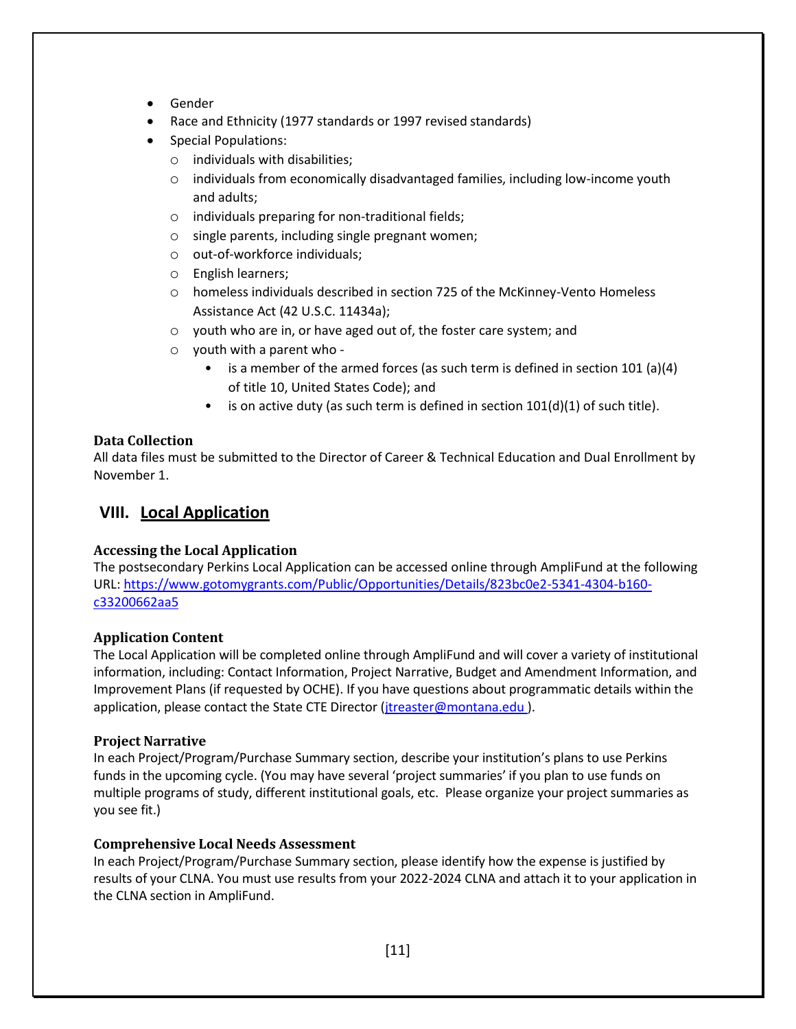- Gender
- Race and Ethnicity (1977 standards or 1997 revised standards)
- Special Populations:
  - individuals with disabilities;
  - individuals from economically disadvantaged families, including low-income youth and adults;
  - individuals preparing for non-traditional fields;
  - single parents, including single pregnant women;
  - out-of-workforce individuals;
  - English learners;
  - homeless individuals described in section 725 of the McKinney-Vento Homeless Assistance Act (42 U.S.C. 11434a);
  - youth who are in, or have aged out of, the foster care system; and
  - youth with a parent who -
    - is a member of the armed forces (as such term is defined in section 101 (a)(4) of title 10, United States Code); and
    - is on active duty (as such term is defined in section 101(d)(1) of such title).

**Data Collection**

All data files must be submitted to the Director of Career & Technical Education and Dual Enrollment by November 1.

## VIII. Local Application

**Accessing the Local Application**

The postsecondary Perkins Local Application can be accessed online through AmpliFund at the following URL: https://www.gotomygrants.com/Public/Opportunities/Details/823bc0e2-5341-4304-b160-c33200662aa5

**Application Content**

The Local Application will be completed online through AmpliFund and will cover a variety of institutional information, including: Contact Information, Project Narrative, Budget and Amendment Information, and Improvement Plans (if requested by OCHE). If you have questions about programmatic details within the application, please contact the State CTE Director (jtreaster@montana.edu ).

**Project Narrative**

In each Project/Program/Purchase Summary section, describe your institution's plans to use Perkins funds in the upcoming cycle. (You may have several 'project summaries' if you plan to use funds on multiple programs of study, different institutional goals, etc. Please organize your project summaries as you see fit.)

**Comprehensive Local Needs Assessment**

In each Project/Program/Purchase Summary section, please identify how the expense is justified by results of your CLNA. You must use results from your 2022-2024 CLNA and attach it to your application in the CLNA section in AmpliFund.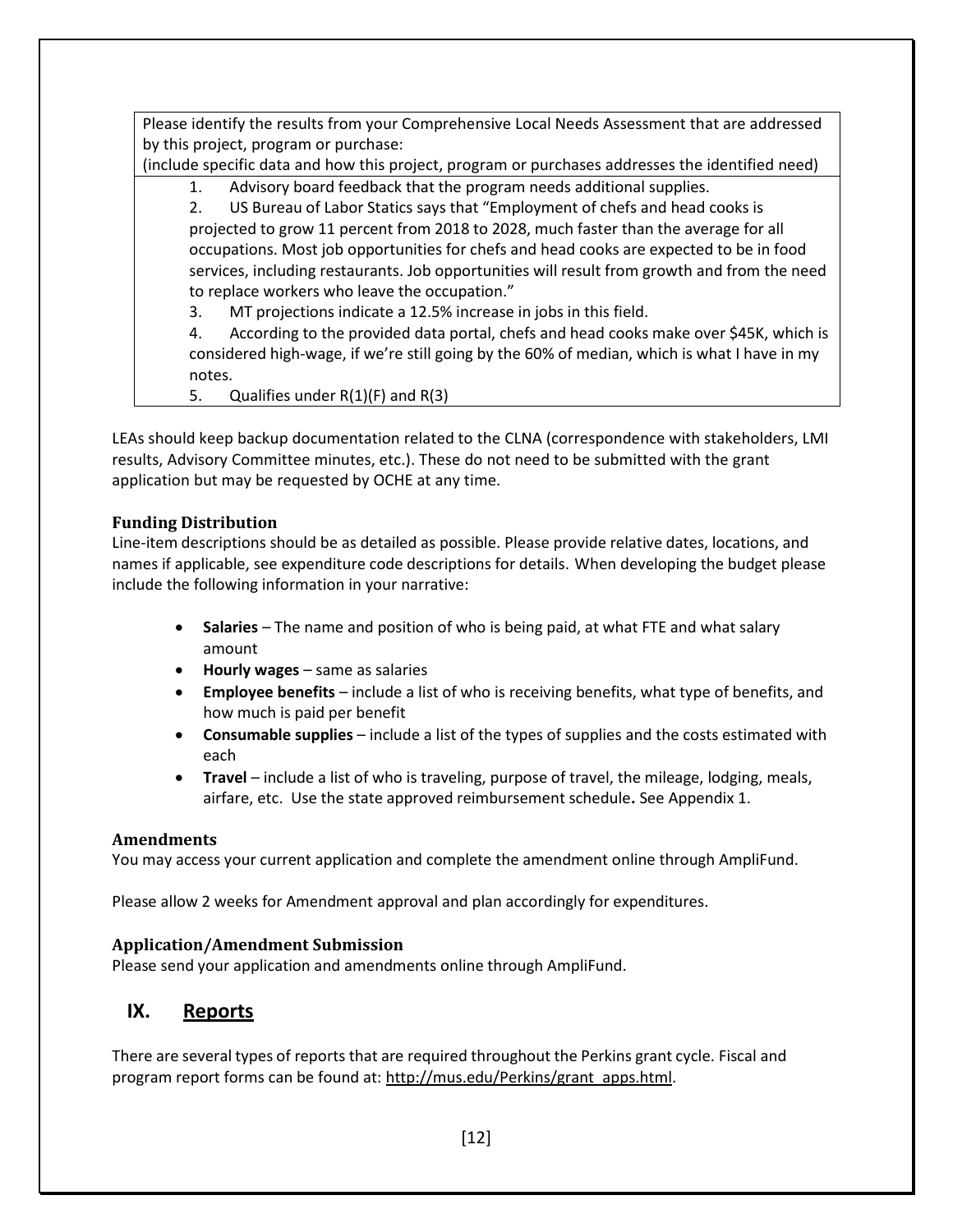| Please identify the results from your Comprehensive Local Needs Assessment that are addressed by this project, program or purchase: (include specific data and how this project, program or purchases addresses the identified need) |
|---|
| 1. Advisory board feedback that the program needs additional supplies.<br>2. US Bureau of Labor Statics says that “Employment of chefs and head cooks is projected to grow 11 percent from 2018 to 2028, much faster than the average for all occupations. Most job opportunities for chefs and head cooks are expected to be in food services, including restaurants. Job opportunities will result from growth and from the need to replace workers who leave the occupation.”<br>3. MT projections indicate a 12.5% increase in jobs in this field.<br>4. According to the provided data portal, chefs and head cooks make over $45K, which is considered high-wage, if we’re still going by the 60% of median, which is what I have in my notes.<br>5. Qualifies under R(1)(F) and R(3) |

LEAs should keep backup documentation related to the CLNA (correspondence with stakeholders, LMI results, Advisory Committee minutes, etc.). These do not need to be submitted with the grant application but may be requested by OCHE at any time.

### Funding Distribution

Line-item descriptions should be as detailed as possible. Please provide relative dates, locations, and names if applicable, see expenditure code descriptions for details. When developing the budget please include the following information in your narrative:

- **Salaries** – The name and position of who is being paid, at what FTE and what salary amount
- **Hourly wages** – same as salaries
- **Employee benefits** – include a list of who is receiving benefits, what type of benefits, and how much is paid per benefit
- **Consumable supplies** – include a list of the types of supplies and the costs estimated with each
- **Travel** – include a list of who is traveling, purpose of travel, the mileage, lodging, meals, airfare, etc. Use the state approved reimbursement schedule**.** See Appendix 1.

### Amendments

You may access your current application and complete the amendment online through AmpliFund.

Please allow 2 weeks for Amendment approval and plan accordingly for expenditures.

### Application/Amendment Submission

Please send your application and amendments online through AmpliFund.

## IX. Reports

There are several types of reports that are required throughout the Perkins grant cycle. Fiscal and program report forms can be found at: http://mus.edu/Perkins/grant_apps.html.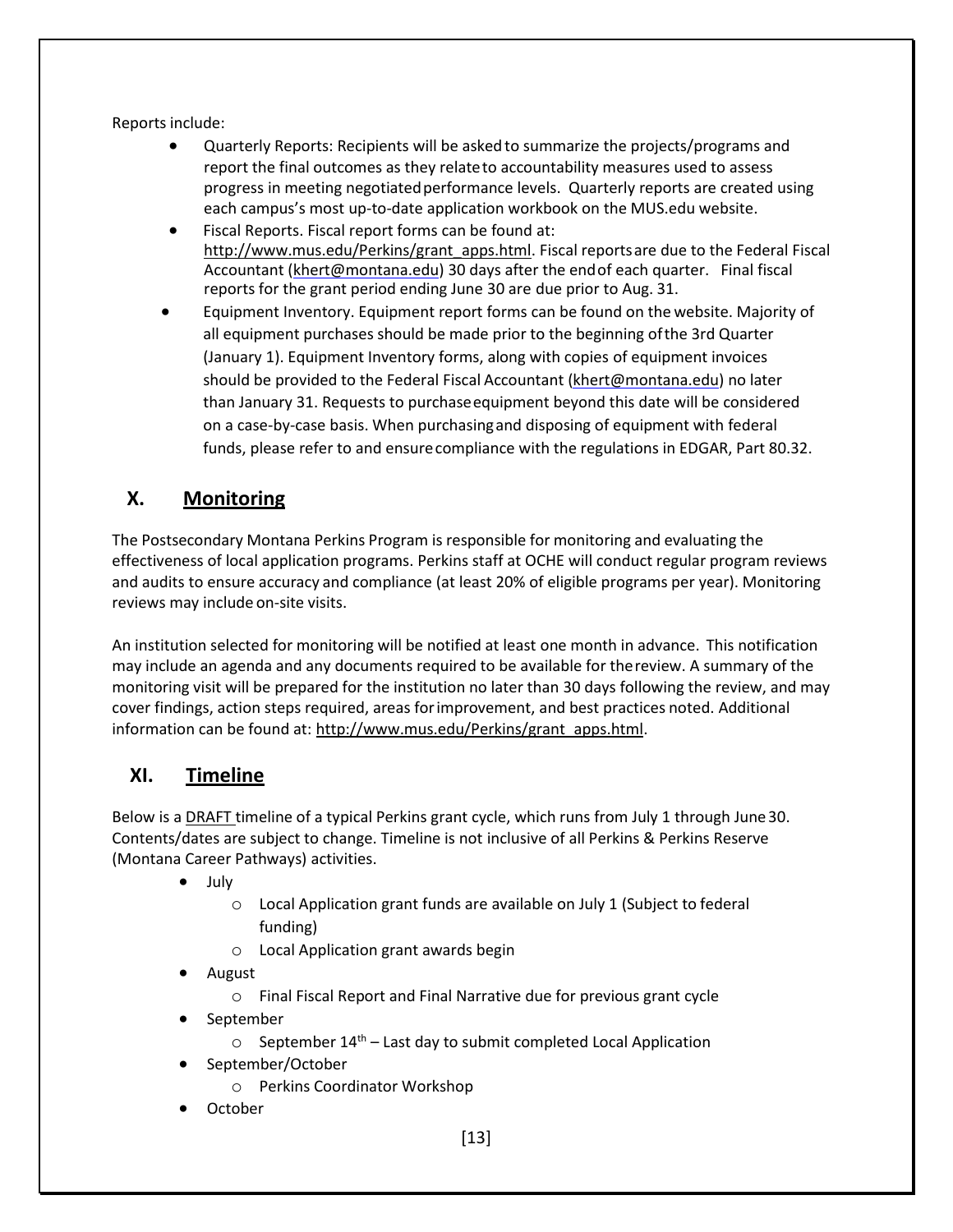Reports include:

- Quarterly Reports: Recipients will be asked to summarize the projects/programs and report the final outcomes as they relate to accountability measures used to assess progress in meeting negotiated performance levels. Quarterly reports are created using each campus's most up-to-date application workbook on the MUS.edu website.
- Fiscal Reports. Fiscal report forms can be found at: http://www.mus.edu/Perkins/grant_apps.html. Fiscal reports are due to the Federal Fiscal Accountant (khert@montana.edu) 30 days after the end of each quarter. Final fiscal reports for the grant period ending June 30 are due prior to Aug. 31.
- Equipment Inventory. Equipment report forms can be found on the website. Majority of all equipment purchases should be made prior to the beginning of the 3rd Quarter (January 1). Equipment Inventory forms, along with copies of equipment invoices should be provided to the Federal Fiscal Accountant (khert@montana.edu) no later than January 31. Requests to purchase equipment beyond this date will be considered on a case-by-case basis. When purchasing and disposing of equipment with federal funds, please refer to and ensure compliance with the regulations in EDGAR, Part 80.32.

## X. Monitoring

The Postsecondary Montana Perkins Program is responsible for monitoring and evaluating the effectiveness of local application programs. Perkins staff at OCHE will conduct regular program reviews and audits to ensure accuracy and compliance (at least 20% of eligible programs per year). Monitoring reviews may include on-site visits.

An institution selected for monitoring will be notified at least one month in advance. This notification may include an agenda and any documents required to be available for the review. A summary of the monitoring visit will be prepared for the institution no later than 30 days following the review, and may cover findings, action steps required, areas for improvement, and best practices noted. Additional information can be found at: http://www.mus.edu/Perkins/grant_apps.html.

## XI. Timeline

Below is a DRAFT timeline of a typical Perkins grant cycle, which runs from July 1 through June 30. Contents/dates are subject to change. Timeline is not inclusive of all Perkins & Perkins Reserve (Montana Career Pathways) activities.

- July
  - Local Application grant funds are available on July 1 (Subject to federal funding)
  - Local Application grant awards begin
- August
  - Final Fiscal Report and Final Narrative due for previous grant cycle
- September
  - September 14th – Last day to submit completed Local Application
- September/October
  - Perkins Coordinator Workshop
- October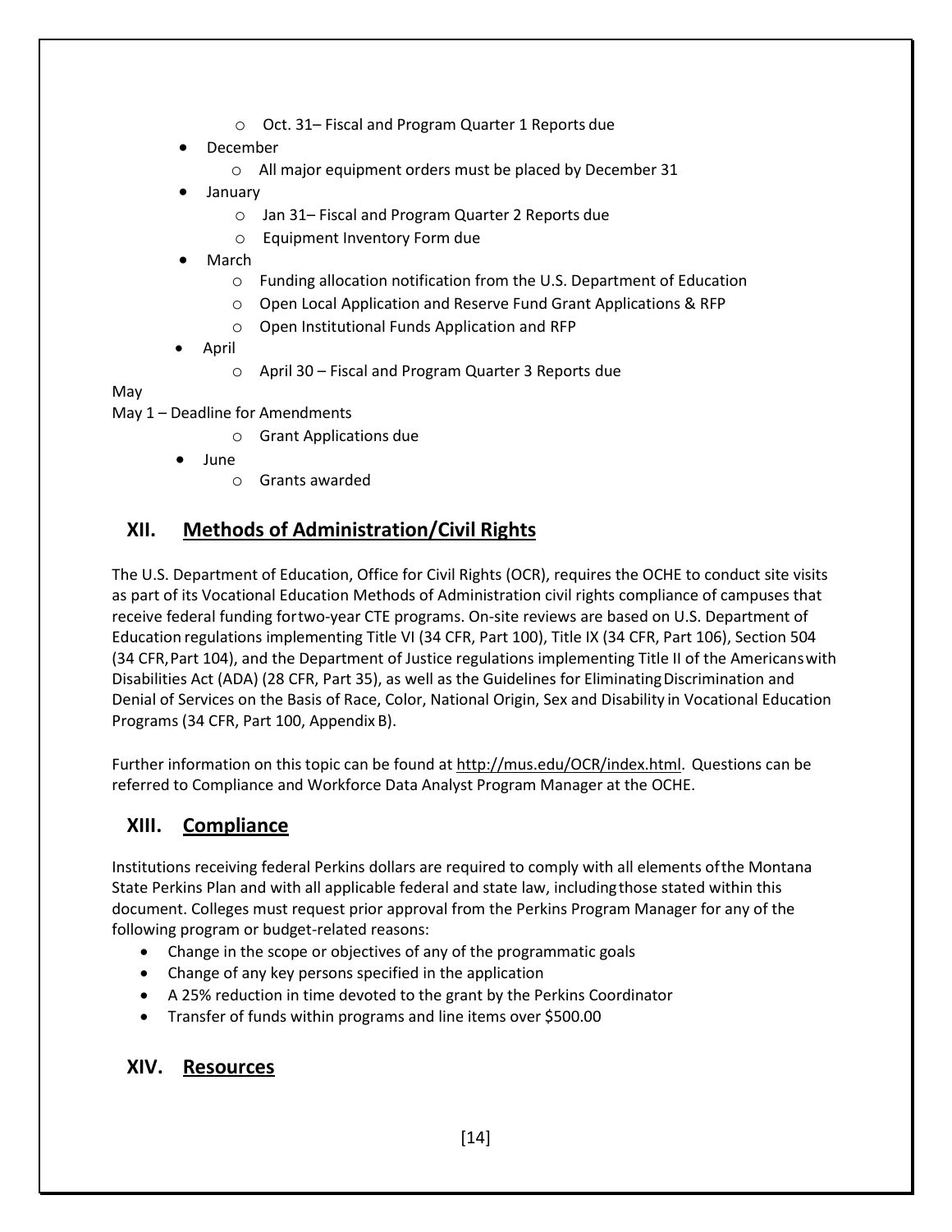- Oct. 31– Fiscal and Program Quarter 1 Reports due
- December
  - All major equipment orders must be placed by December 31
- January
  - Jan 31– Fiscal and Program Quarter 2 Reports due
  - Equipment Inventory Form due
- March
  - Funding allocation notification from the U.S. Department of Education
  - Open Local Application and Reserve Fund Grant Applications & RFP
  - Open Institutional Funds Application and RFP
- April
  - April 30 – Fiscal and Program Quarter 3 Reports due

May

May 1 – Deadline for Amendments

  - Grant Applications due
- June
  - Grants awarded

## XII. Methods of Administration/Civil Rights

The U.S. Department of Education, Office for Civil Rights (OCR), requires the OCHE to conduct site visits as part of its Vocational Education Methods of Administration civil rights compliance of campuses that receive federal funding for two-year CTE programs. On-site reviews are based on U.S. Department of Education regulations implementing Title VI (34 CFR, Part 100), Title IX (34 CFR, Part 106), Section 504 (34 CFR, Part 104), and the Department of Justice regulations implementing Title II of the Americans with Disabilities Act (ADA) (28 CFR, Part 35), as well as the Guidelines for Eliminating Discrimination and Denial of Services on the Basis of Race, Color, National Origin, Sex and Disability in Vocational Education Programs (34 CFR, Part 100, Appendix B).

Further information on this topic can be found at http://mus.edu/OCR/index.html. Questions can be referred to Compliance and Workforce Data Analyst Program Manager at the OCHE.

## XIII. Compliance

Institutions receiving federal Perkins dollars are required to comply with all elements of the Montana State Perkins Plan and with all applicable federal and state law, including those stated within this document. Colleges must request prior approval from the Perkins Program Manager for any of the following program or budget-related reasons:

- Change in the scope or objectives of any of the programmatic goals
- Change of any key persons specified in the application
- A 25% reduction in time devoted to the grant by the Perkins Coordinator
- Transfer of funds within programs and line items over $500.00

## XIV. Resources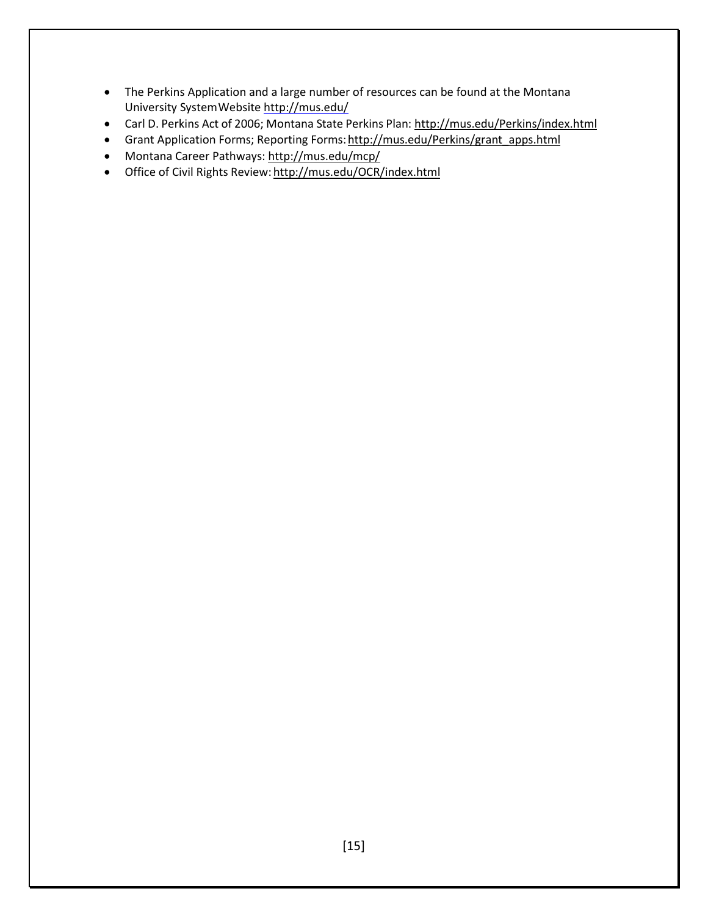- The Perkins Application and a large number of resources can be found at the Montana University System Website http://mus.edu/
- Carl D. Perkins Act of 2006; Montana State Perkins Plan: http://mus.edu/Perkins/index.html
- Grant Application Forms; Reporting Forms: http://mus.edu/Perkins/grant_apps.html
- Montana Career Pathways: http://mus.edu/mcp/
- Office of Civil Rights Review: http://mus.edu/OCR/index.html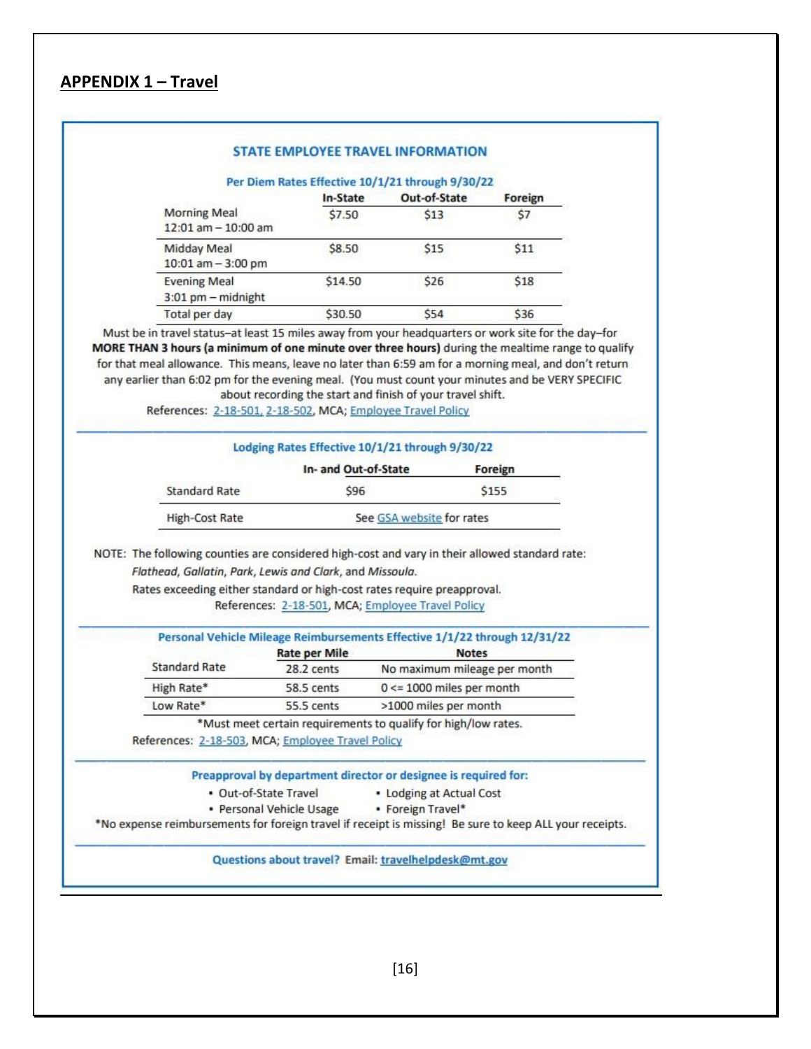# APPENDIX 1 – Travel

## STATE EMPLOYEE TRAVEL INFORMATION

### Per Diem Rates Effective 10/1/21 through 9/30/22

| | In-State | Out-of-State | Foreign |
|---|---|---|---|
| Morning Meal 12:01 am – 10:00 am | $7.50 | $13 | $7 |
| Midday Meal 10:01 am – 3:00 pm | $8.50 | $15 | $11 |
| Evening Meal 3:01 pm – midnight | $14.50 | $26 | $18 |
| Total per day | $30.50 | $54 | $36 |

Must be in travel status–at least 15 miles away from your headquarters or work site for the day–for **MORE THAN 3 hours (a minimum of one minute over three hours)** during the mealtime range to qualify for that meal allowance. This means, leave no later than 6:59 am for a morning meal, and don't return any earlier than 6:02 pm for the evening meal. (You must count your minutes and be VERY SPECIFIC about recording the start and finish of your travel shift.

References: 2-18-501, 2-18-502, MCA; Employee Travel Policy

### Lodging Rates Effective 10/1/21 through 9/30/22

| | In- and Out-of-State | Foreign |
|---|---|---|
| Standard Rate | $96 | $155 |
| High-Cost Rate | See GSA website for rates | |

NOTE: The following counties are considered high-cost and vary in their allowed standard rate: *Flathead, Gallatin, Park, Lewis and Clark,* and *Missoula*.

Rates exceeding either standard or high-cost rates require preapproval.

References: 2-18-501, MCA; Employee Travel Policy

### Personal Vehicle Mileage Reimbursements Effective 1/1/22 through 12/31/22

| | Rate per Mile | Notes |
|---|---|---|
| Standard Rate | 28.2 cents | No maximum mileage per month |
| High Rate* | 58.5 cents | 0 <= 1000 miles per month |
| Low Rate* | 55.5 cents | >1000 miles per month |

*Must meet certain requirements to qualify for high/low rates.

References: 2-18-503, MCA; Employee Travel Policy

### Preapproval by department director or designee is required for:

- Out-of-State Travel
- Personal Vehicle Usage
- Lodging at Actual Cost
- Foreign Travel*

*No expense reimbursements for foreign travel if receipt is missing! Be sure to keep ALL your receipts.

**Questions about travel? Email: travelhelpdesk@mt.gov**